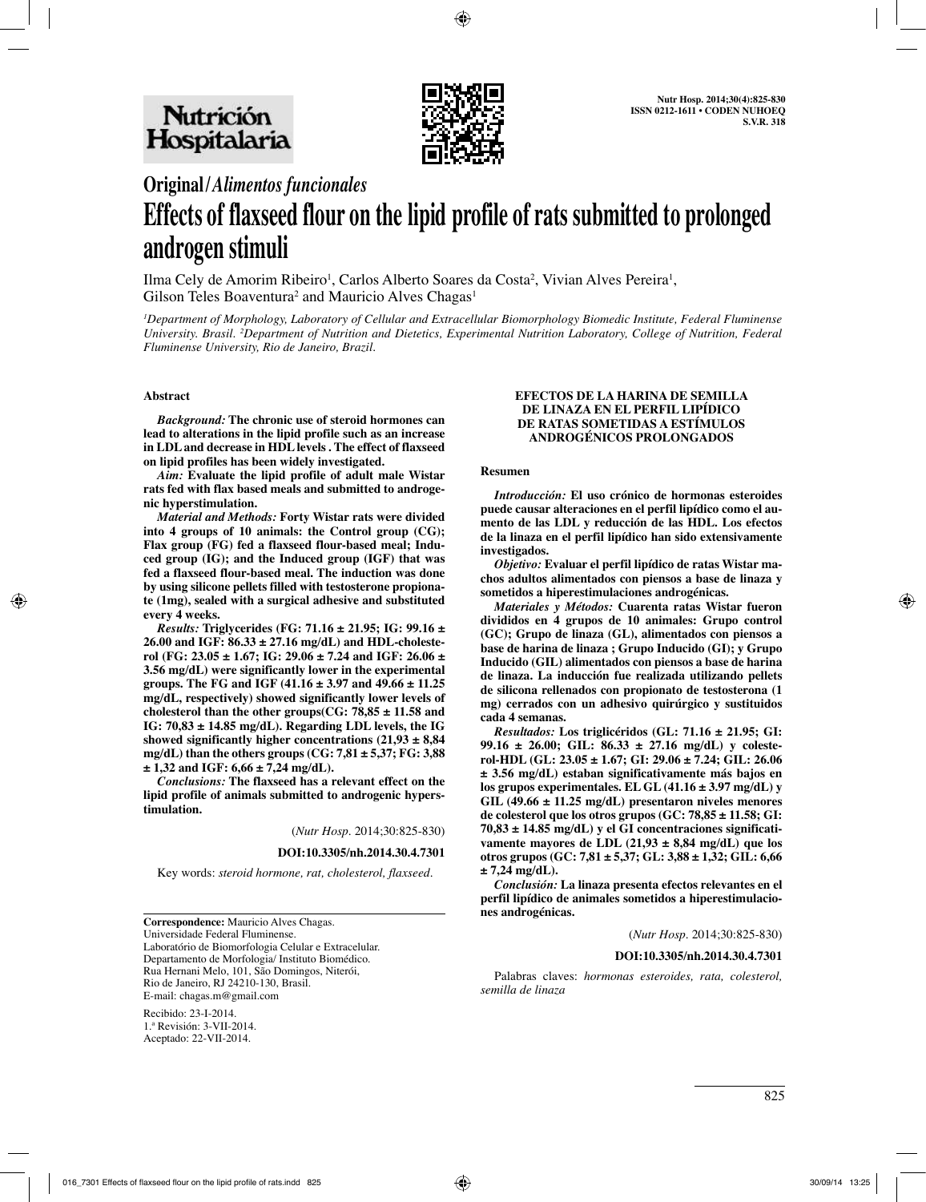# Original/*Alimentos funcionales*

# Effects of flaxseed flour on the lipid profile of rats submitted to prolonged androgen stimuli

Ilma Cely de Amorim Ribeiro[1], Carlos Alberto Soares da Costa[2], Vivian Alves Pereira[1], Gilson Teles Boaventura[2] and Mauricio Alves Chagas[1]

*[1]Department of Morphology, Laboratory of Cellular and Extracellular Biomorphology Biomedic Institute, Federal Fluminense University. Brasil. [2]Department of Nutrition and Dietetics, Experimental Nutrition Laboratory, College of Nutrition, Federal Fluminense University, Rio de Janeiro, Brazil.*

## Abstract

***Background:*** **The chronic use of steroid hormones can lead to alterations in the lipid profile such as an increase in LDL and decrease in HDL levels . The effect of flaxseed on lipid profiles has been widely investigated.**

***Aim:*** **Evaluate the lipid profile of adult male Wistar rats fed with flax based meals and submitted to androgenic hyperstimulation.**

***Material and Methods:*** **Forty Wistar rats were divided into 4 groups of 10 animals: the Control group (CG); Flax group (FG) fed a flaxseed flour-based meal; Induced group (IG); and the Induced group (IGF) that was fed a flaxseed flour-based meal. The induction was done by using silicone pellets filled with testosterone propionate (1mg), sealed with a surgical adhesive and substituted every 4 weeks.**

***Results:*** **Triglycerides (FG: 71.16 ± 21.95; IG: 99.16 ± 26.00 and IGF: 86.33 ± 27.16 mg/dL) and HDL-cholesterol (FG: 23.05 ± 1.67; IG: 29.06 ± 7.24 and IGF: 26.06 ± 3.56 mg/dL) were significantly lower in the experimental groups. The FG and IGF (41.16 ± 3.97 and 49.66 ± 11.25 mg/dL, respectively) showed significantly lower levels of cholesterol than the other groups(CG: 78,85 ± 11.58 and IG: 70,83 ± 14.85 mg/dL). Regarding LDL levels, the IG showed significantly higher concentrations (21,93 ± 8,84 mg/dL) than the others groups (CG: 7,81 ± 5,37; FG: 3,88 ± 1,32 and IGF: 6,66 ± 7,24 mg/dL).**

***Conclusions:*** **The flaxseed has a relevant effect on the lipid profile of animals submitted to androgenic hyperstimulation.**

(*Nutr Hosp.* 2014;30:825-830)

**DOI:10.3305/nh.2014.30.4.7301**

Key words: *steroid hormone, rat, cholesterol, flaxseed.*

## EFECTOS DE LA HARINA DE SEMILLA DE LINAZA EN EL PERFIL LIPÍDICO DE RATAS SOMETIDAS A ESTÍMULOS ANDROGÉNICOS PROLONGADOS

## Resumen

***Introducción:*** **El uso crónico de hormonas esteroides puede causar alteraciones en el perfil lipídico como el aumento de las LDL y reducción de las HDL. Los efectos de la linaza en el perfil lipídico han sido extensivamente investigados.**

***Objetivo:*** **Evaluar el perfil lipídico de ratas Wistar machos adultos alimentados con piensos a base de linaza y sometidos a hiperestimulaciones androgénicas.**

***Materiales y Métodos:*** **Cuarenta ratas Wistar fueron divididos en 4 grupos de 10 animales: Grupo control (GC); Grupo de linaza (GL), alimentados con piensos a base de harina de linaza ; Grupo Inducido (GI); y Grupo Inducido (GIL) alimentados con piensos a base de harina de linaza. La inducción fue realizada utilizando pellets de silicona rellenados con propionato de testosterona (1 mg) cerrados con un adhesivo quirúrgico y sustituidos cada 4 semanas.**

***Resultados:*** **Los triglicéridos (GL: 71.16 ± 21.95; GI: 99.16 ± 26.00; GIL: 86.33 ± 27.16 mg/dL) y colesterol-HDL (GL: 23.05 ± 1.67; GI: 29.06 ± 7.24; GIL: 26.06 ± 3.56 mg/dL) estaban significativamente más bajos en los grupos experimentales. EL GL (41.16 ± 3.97 mg/dL) y GIL (49.66 ± 11.25 mg/dL) presentaron niveles menores de colesterol que los otros grupos (GC: 78,85 ± 11.58; GI: 70,83 ± 14.85 mg/dL) y el GI concentraciones significativamente mayores de LDL (21,93 ± 8,84 mg/dL) que los otros grupos (GC: 7,81 ± 5,37; GL: 3,88 ± 1,32; GIL: 6,66 ± 7,24 mg/dL).**

***Conclusión:*** **La linaza presenta efectos relevantes en el perfil lipídico de animales sometidos a hiperestimulaciones androgénicas.**

(*Nutr Hosp.* 2014;30:825-830)

**DOI:10.3305/nh.2014.30.4.7301**

Palabras claves: *hormonas esteroides, rata, colesterol, semilla de linaza*

---

**Correspondence:** Mauricio Alves Chagas.
Universidade Federal Fluminense.
Laboratório de Biomorfologia Celular e Extracelular.
Departamento de Morfologia/ Instituto Biomédico.
Rua Hernani Melo, 101, São Domingos, Niterói,
Rio de Janeiro, RJ 24210-130, Brasil.
E-mail: chagas.m@gmail.com

Recibido: 23-I-2014.
1.ª Revisión: 3-VII-2014.
Aceptado: 22-VII-2014.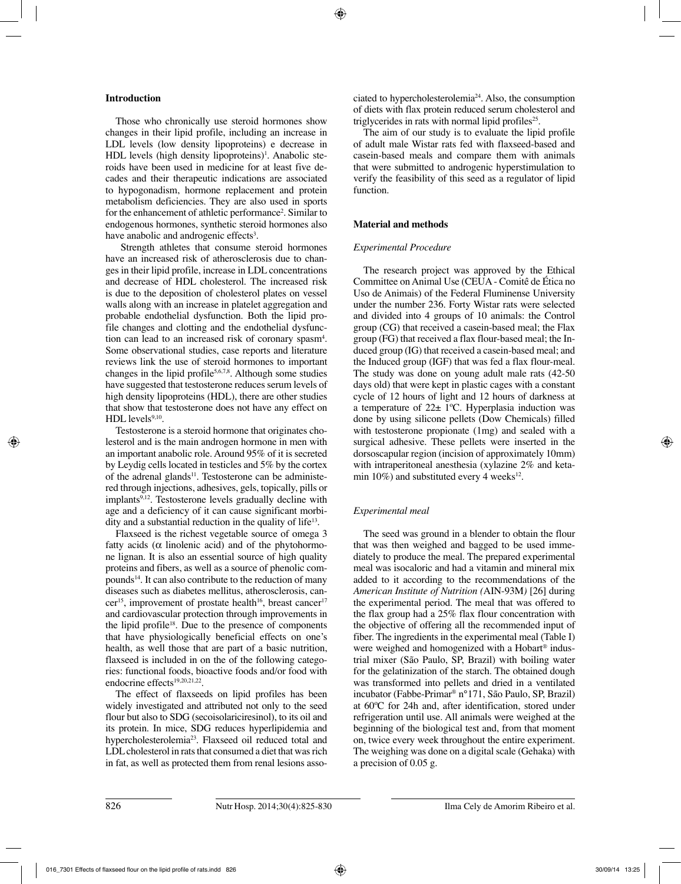## Introduction

Those who chronically use steroid hormones show changes in their lipid profile, including an increase in LDL levels (low density lipoproteins) e decrease in HDL levels (high density lipoproteins)[1]. Anabolic steroids have been used in medicine for at least five decades and their therapeutic indications are associated to hypogonadism, hormone replacement and protein metabolism deficiencies. They are also used in sports for the enhancement of athletic performance[2]. Similar to endogenous hormones, synthetic steroid hormones also have anabolic and androgenic effects[3].

Strength athletes that consume steroid hormones have an increased risk of atherosclerosis due to changes in their lipid profile, increase in LDL concentrations and decrease of HDL cholesterol. The increased risk is due to the deposition of cholesterol plates on vessel walls along with an increase in platelet aggregation and probable endothelial dysfunction. Both the lipid profile changes and clotting and the endothelial dysfunction can lead to an increased risk of coronary spasm[4]. Some observational studies, case reports and literature reviews link the use of steroid hormones to important changes in the lipid profile[5,6,7,8]. Although some studies have suggested that testosterone reduces serum levels of high density lipoproteins (HDL), there are other studies that show that testosterone does not have any effect on HDL levels[9,10].

Testosterone is a steroid hormone that originates cholesterol and is the main androgen hormone in men with an important anabolic role. Around 95% of it is secreted by Leydig cells located in testicles and 5% by the cortex of the adrenal glands[11]. Testosterone can be administered through injections, adhesives, gels, topically, pills or implants[9,12]. Testosterone levels gradually decline with age and a deficiency of it can cause significant morbidity and a substantial reduction in the quality of life[13].

Flaxseed is the richest vegetable source of omega 3 fatty acids ($\alpha$ linolenic acid) and of the phytohormone lignan. It is also an essential source of high quality proteins and fibers, as well as a source of phenolic compounds[14]. It can also contribute to the reduction of many diseases such as diabetes mellitus, atherosclerosis, cancer[15], improvement of prostate health[16], breast cancer[17] and cardiovascular protection through improvements in the lipid profile[18]. Due to the presence of components that have physiologically beneficial effects on one's health, as well those that are part of a basic nutrition, flaxseed is included in on the of the following categories: functional foods, bioactive foods and/or food with endocrine effects[19,20,21,22].

The effect of flaxseeds on lipid profiles has been widely investigated and attributed not only to the seed flour but also to SDG (secoisolariciresinol), to its oil and its protein. In mice, SDG reduces hyperlipidemia and hypercholesterolemia[23]. Flaxseed oil reduced total and LDL cholesterol in rats that consumed a diet that was rich in fat, as well as protected them from renal lesions associated to hypercholesterolemia[24]. Also, the consumption of diets with flax protein reduced serum cholesterol and triglycerides in rats with normal lipid profiles[25].

The aim of our study is to evaluate the lipid profile of adult male Wistar rats fed with flaxseed-based and casein-based meals and compare them with animals that were submitted to androgenic hyperstimulation to verify the feasibility of this seed as a regulator of lipid function.

## Material and methods

### *Experimental Procedure*

The research project was approved by the Ethical Committee on Animal Use (CEUA - Comitê de Ética no Uso de Animais) of the Federal Fluminense University under the number 236. Forty Wistar rats were selected and divided into 4 groups of 10 animals: the Control group (CG) that received a casein-based meal; the Flax group (FG) that received a flax flour-based meal; the Induced group (IG) that received a casein-based meal; and the Induced group (IGF) that was fed a flax flour-meal. The study was done on young adult male rats (42-50 days old) that were kept in plastic cages with a constant cycle of 12 hours of light and 12 hours of darkness at a temperature of 22± 1ºC. Hyperplasia induction was done by using silicone pellets (Dow Chemicals) filled with testosterone propionate (1mg) and sealed with a surgical adhesive. These pellets were inserted in the dorsoscapular region (incision of approximately 10mm) with intraperitoneal anesthesia (xylazine 2% and ketamin 10%) and substituted every 4 weeks[12].

### *Experimental meal*

The seed was ground in a blender to obtain the flour that was then weighed and bagged to be used immediately to produce the meal. The prepared experimental meal was isocaloric and had a vitamin and mineral mix added to it according to the recommendations of the *American Institute of Nutrition (*AIN-93M*)* [26] during the experimental period. The meal that was offered to the flax group had a 25% flax flour concentration with the objective of offering all the recommended input of fiber. The ingredients in the experimental meal (Table I) were weighed and homogenized with a Hobart® industrial mixer (São Paulo, SP, Brazil) with boiling water for the gelatinization of the starch. The obtained dough was transformed into pellets and dried in a ventilated incubator (Fabbe-Primar® n°171, São Paulo, SP, Brazil) at 60ºC for 24h and, after identification, stored under refrigeration until use. All animals were weighed at the beginning of the biological test and, from that moment on, twice every week throughout the entire experiment. The weighing was done on a digital scale (Gehaka) with a precision of 0.05 g.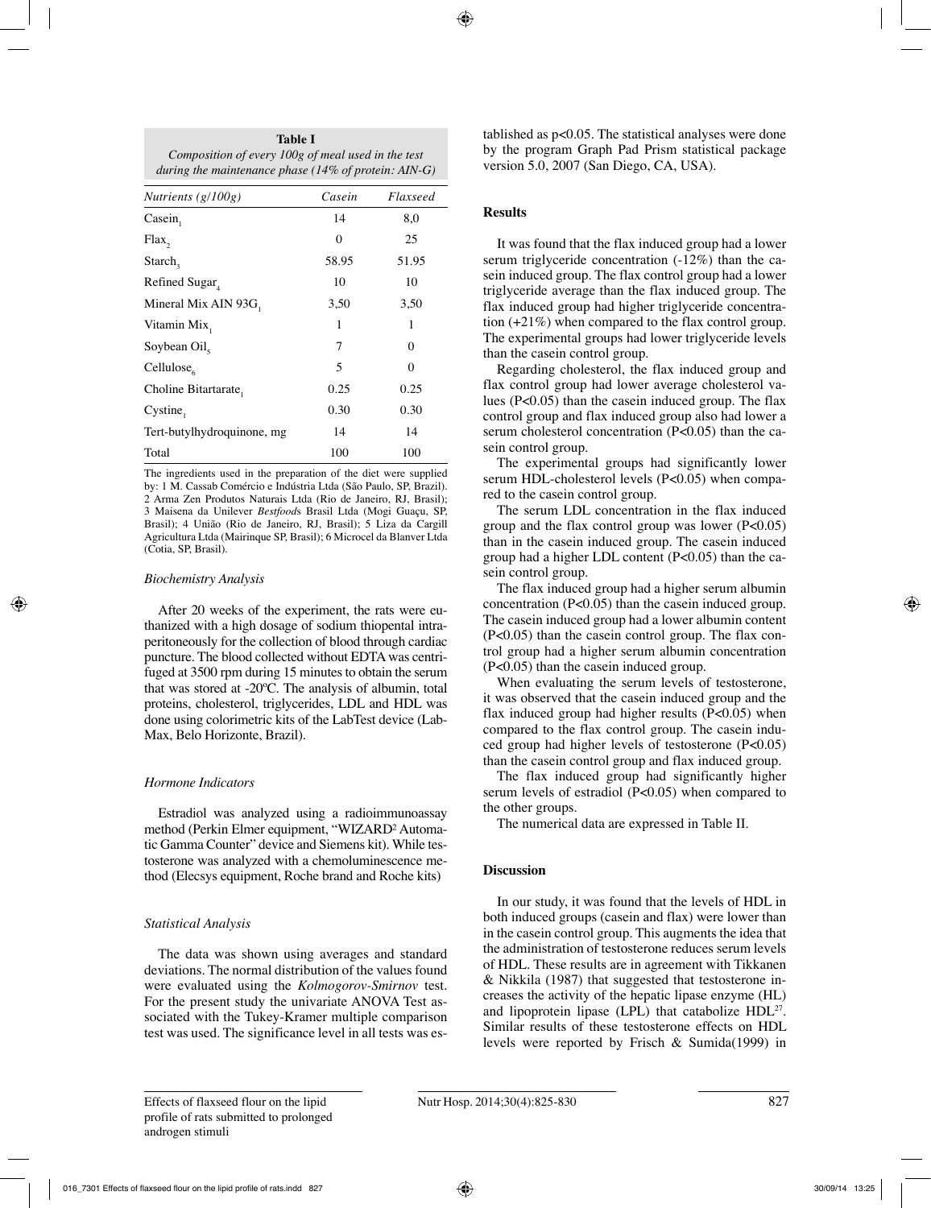**Table I**
*Composition of every 100g of meal used in the test during the maintenance phase (14% of protein: AIN-G)*

| *Nutrients (g/100g)* | *Casein* | *Flaxseed* |
|---|---|---|
| $Casein_1$ | 14 | 8,0 |
| $Flax_2$ | 0 | 25 |
| $Starch_3$ | 58.95 | 51.95 |
| Refined $Sugar_4$ | 10 | 10 |
| Mineral Mix AIN $93G_1$ | 3,50 | 3,50 |
| Vitamin $Mix_1$ | 1 | 1 |
| Soybean $Oil_5$ | 7 | 0 |
| $Cellulose_6$ | 5 | 0 |
| Choline $Bitartarate_1$ | 0.25 | 0.25 |
| $Cystine_1$ | 0.30 | 0.30 |
| Tert-butylhydroquinone, mg | 14 | 14 |
| Total | 100 | 100 |

The ingredients used in the preparation of the diet were supplied by: 1 M. Cassab Comércio e Indústria Ltda (São Paulo, SP, Brazil). 2 Arma Zen Produtos Naturais Ltda (Rio de Janeiro, RJ, Brasil); 3 Maisena da Unilever *Bestfood*s Brasil Ltda (Mogi Guaçu, SP, Brasil); 4 União (Rio de Janeiro, RJ, Brasil); 5 Liza da Cargill Agricultura Ltda (Mairinque SP, Brasil); 6 Microcel da Blanver Ltda (Cotia, SP, Brasil).

### *Biochemistry Analysis*

After 20 weeks of the experiment, the rats were euthanized with a high dosage of sodium thiopental intraperitoneously for the collection of blood through cardiac puncture. The blood collected without EDTA was centrifuged at 3500 rpm during 15 minutes to obtain the serum that was stored at -20ºC. The analysis of albumin, total proteins, cholesterol, triglycerides, LDL and HDL was done using colorimetric kits of the LabTest device (Lab-Max, Belo Horizonte, Brazil).

### *Hormone Indicators*

Estradiol was analyzed using a radioimmunoassay method (Perkin Elmer equipment, "WIZARD² Automatic Gamma Counter" device and Siemens kit). While testosterone was analyzed with a chemoluminescence method (Elecsys equipment, Roche brand and Roche kits)

### *Statistical Analysis*

The data was shown using averages and standard deviations. The normal distribution of the values found were evaluated using the *Kolmogorov-Smirnov* test. For the present study the univariate ANOVA Test associated with the Tukey-Kramer multiple comparison test was used. The significance level in all tests was established as $p<0.05$. The statistical analyses were done by the program Graph Pad Prism statistical package version 5.0, 2007 (San Diego, CA, USA).

## Results

It was found that the flax induced group had a lower serum triglyceride concentration (-12%) than the casein induced group. The flax control group had a lower triglyceride average than the flax induced group. The flax induced group had higher triglyceride concentration (+21%) when compared to the flax control group. The experimental groups had lower triglyceride levels than the casein control group.

Regarding cholesterol, the flax induced group and flax control group had lower average cholesterol values ($P<0.05$) than the casein induced group. The flax control group and flax induced group also had lower a serum cholesterol concentration ($P<0.05$) than the casein control group.

The experimental groups had significantly lower serum HDL-cholesterol levels ($P<0.05$) when compared to the casein control group.

The serum LDL concentration in the flax induced group and the flax control group was lower ($P<0.05$) than in the casein induced group. The casein induced group had a higher LDL content ($P<0.05$) than the casein control group.

The flax induced group had a higher serum albumin concentration ($P<0.05$) than the casein induced group. The casein induced group had a lower albumin content ($P<0.05$) than the casein control group. The flax control group had a higher serum albumin concentration ($P<0.05$) than the casein induced group.

When evaluating the serum levels of testosterone, it was observed that the casein induced group and the flax induced group had higher results ($P<0.05$) when compared to the flax control group. The casein induced group had higher levels of testosterone ($P<0.05$) than the casein control group and flax induced group.

The flax induced group had significantly higher serum levels of estradiol ($P<0.05$) when compared to the other groups.

The numerical data are expressed in Table II.

## Discussion

In our study, it was found that the levels of HDL in both induced groups (casein and flax) were lower than in the casein control group. This augments the idea that the administration of testosterone reduces serum levels of HDL. These results are in agreement with Tikkanen & Nikkila (1987) that suggested that testosterone increases the activity of the hepatic lipase enzyme (HL) and lipoprotein lipase (LPL) that catabolize HDL[27]. Similar results of these testosterone effects on HDL levels were reported by Frisch & Sumida(1999) in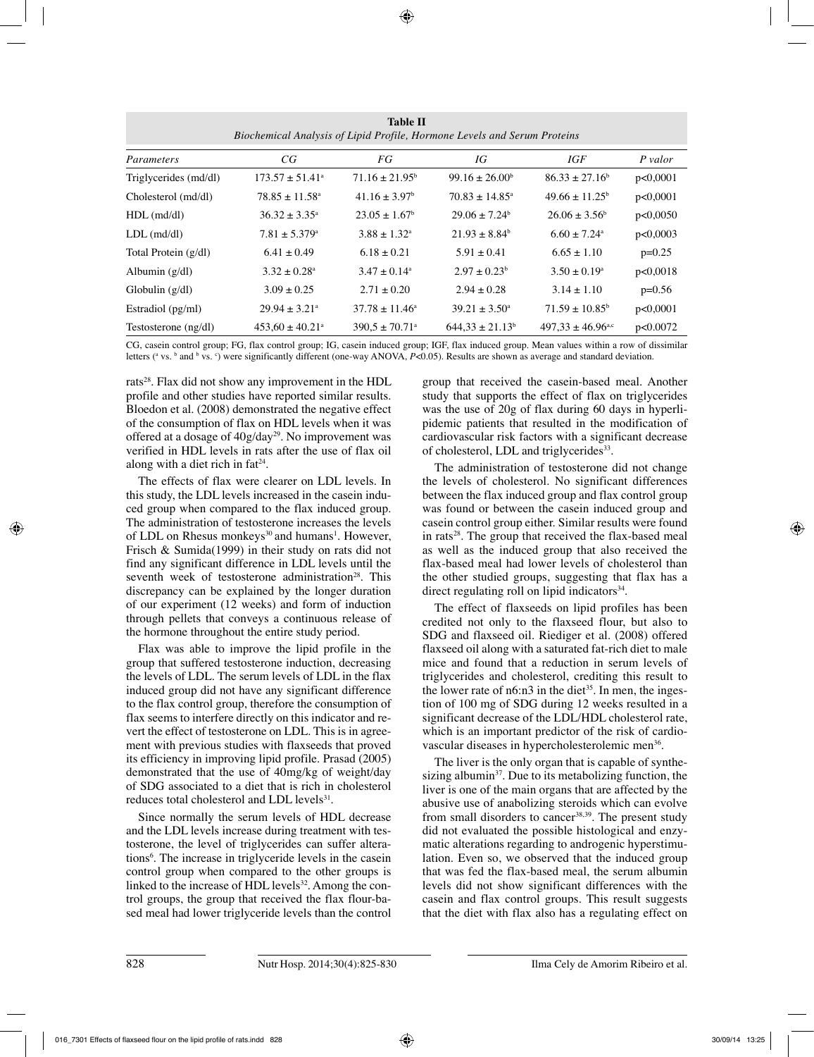**Table II**
*Biochemical Analysis of Lipid Profile, Hormone Levels and Serum Proteins*

| *Parameters* | *CG* | *FG* | *IG* | *IGF* | *P valor* |
|---|---|---|---|---|---|
| Triglycerides (md/dl) | 173.57 ± 51.41[a] | 71.16 ± 21.95[b] | 99.16 ± 26.00[b] | 86.33 ± 27.16[b] | p<0,0001 |
| Cholesterol (md/dl) | 78.85 ± 11.58[a] | 41.16 ± 3.97[b] | 70.83 ± 14.85[a] | 49.66 ± 11.25[b] | p<0,0001 |
| HDL (md/dl) | 36.32 ± 3.35[a] | 23.05 ± 1.67[b] | 29.06 ± 7.24[b] | 26.06 ± 3.56[b] | p<0,0050 |
| LDL (md/dl) | 7.81 ± 5.379[a] | 3.88 ± 1.32[a] | 21.93 ± 8.84[b] | 6.60 ± 7.24[a] | p<0,0003 |
| Total Protein (g/dl) | 6.41 ± 0.49 | 6.18 ± 0.21 | 5.91 ± 0.41 | 6.65 ± 1.10 | p=0.25 |
| Albumin (g/dl) | 3.32 ± 0.28[a] | 3.47 ± 0.14[a] | 2.97 ± 0.23[b] | 3.50 ± 0.19[a] | p<0,0018 |
| Globulin (g/dl) | 3.09 ± 0.25 | 2.71 ± 0.20 | 2.94 ± 0.28 | 3.14 ± 1.10 | p=0.56 |
| Estradiol (pg/ml) | 29.94 ± 3.21[a] | 37.78 ± 11.46[a] | 39.21 ± 3.50[a] | 71.59 ± 10.85[b] | p<0,0001 |
| Testosterone (ng/dl) | 453,60 ± 40.21[a] | 390,5 ± 70.71[a] | 644,33 ± 21.13[b] | 497,33 ± 46.96[a,c] | p<0.0072 |

CG, casein control group; FG, flax control group; IG, casein induced group; IGF, flax induced group. Mean values within a row of dissimilar letters ([a] vs. [b] and [b] vs. [c]) were significantly different (one-way ANOVA, *P*<0.05). Results are shown as average and standard deviation.

rats[28]. Flax did not show any improvement in the HDL profile and other studies have reported similar results. Bloedon et al. (2008) demonstrated the negative effect of the consumption of flax on HDL levels when it was offered at a dosage of 40g/day[29]. No improvement was verified in HDL levels in rats after the use of flax oil along with a diet rich in fat[24].

The effects of flax were clearer on LDL levels. In this study, the LDL levels increased in the casein induced group when compared to the flax induced group. The administration of testosterone increases the levels of LDL on Rhesus monkeys[30] and humans[1]. However, Frisch & Sumida(1999) in their study on rats did not find any significant difference in LDL levels until the seventh week of testosterone administration[28]. This discrepancy can be explained by the longer duration of our experiment (12 weeks) and form of induction through pellets that conveys a continuous release of the hormone throughout the entire study period.

Flax was able to improve the lipid profile in the group that suffered testosterone induction, decreasing the levels of LDL. The serum levels of LDL in the flax induced group did not have any significant difference to the flax control group, therefore the consumption of flax seems to interfere directly on this indicator and revert the effect of testosterone on LDL. This is in agreement with previous studies with flaxseeds that proved its efficiency in improving lipid profile. Prasad (2005) demonstrated that the use of 40mg/kg of weight/day of SDG associated to a diet that is rich in cholesterol reduces total cholesterol and LDL levels[31].

Since normally the serum levels of HDL decrease and the LDL levels increase during treatment with testosterone, the level of triglycerides can suffer alterations[6]. The increase in triglyceride levels in the casein control group when compared to the other groups is linked to the increase of HDL levels[32]. Among the control groups, the group that received the flax flour-based meal had lower triglyceride levels than the control group that received the casein-based meal. Another study that supports the effect of flax on triglycerides was the use of 20g of flax during 60 days in hyperlipidemic patients that resulted in the modification of cardiovascular risk factors with a significant decrease of cholesterol, LDL and triglycerides[33].

The administration of testosterone did not change the levels of cholesterol. No significant differences between the flax induced group and flax control group was found or between the casein induced group and casein control group either. Similar results were found in rats[28]. The group that received the flax-based meal as well as the induced group that also received the flax-based meal had lower levels of cholesterol than the other studied groups, suggesting that flax has a direct regulating roll on lipid indicators[34].

The effect of flaxseeds on lipid profiles has been credited not only to the flaxseed flour, but also to SDG and flaxseed oil. Riediger et al. (2008) offered flaxseed oil along with a saturated fat-rich diet to male mice and found that a reduction in serum levels of triglycerides and cholesterol, crediting this result to the lower rate of n6:n3 in the diet[35]. In men, the ingestion of 100 mg of SDG during 12 weeks resulted in a significant decrease of the LDL/HDL cholesterol rate, which is an important predictor of the risk of cardiovascular diseases in hypercholesterolemic men[36].

The liver is the only organ that is capable of synthesizing albumin[37]. Due to its metabolizing function, the liver is one of the main organs that are affected by the abusive use of anabolizing steroids which can evolve from small disorders to cancer[38,39]. The present study did not evaluated the possible histological and enzymatic alterations regarding to androgenic hyperstimulation. Even so, we observed that the induced group that was fed the flax-based meal, the serum albumin levels did not show significant differences with the casein and flax control groups. This result suggests that the diet with flax also has a regulating effect on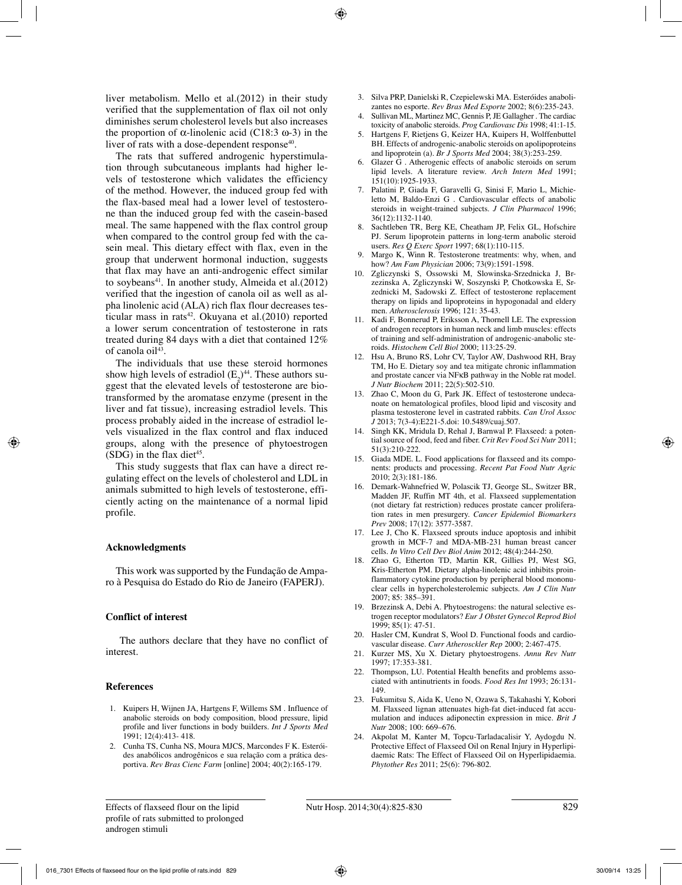liver metabolism. Mello et al.(2012) in their study verified that the supplementation of flax oil not only diminishes serum cholesterol levels but also increases the proportion of α-linolenic acid (C18:3 ω-3) in the liver of rats with a dose-dependent response[40].

The rats that suffered androgenic hyperstimulation through subcutaneous implants had higher levels of testosterone which validates the efficiency of the method. However, the induced group fed with the flax-based meal had a lower level of testosterone than the induced group fed with the casein-based meal. The same happened with the flax control group when compared to the control group fed with the casein meal. This dietary effect with flax, even in the group that underwent hormonal induction, suggests that flax may have an anti-androgenic effect similar to soybeans[41]. In another study, Almeida et al.(2012) verified that the ingestion of canola oil as well as alpha linolenic acid (ALA) rich flax flour decreases testicular mass in rats[42]. Okuyana et al.(2010) reported a lower serum concentration of testosterone in rats treated during 84 days with a diet that contained 12% of canola oil[43].

The individuals that use these steroid hormones show high levels of estradiol ($E_2$)[44]. These authors suggest that the elevated levels of testosterone are biotransformed by the aromatase enzyme (present in the liver and fat tissue), increasing estradiol levels. This process probably aided in the increase of estradiol levels visualized in the flax control and flax induced groups, along with the presence of phytoestrogen (SDG) in the flax diet[45].

This study suggests that flax can have a direct regulating effect on the levels of cholesterol and LDL in animals submitted to high levels of testosterone, efficiently acting on the maintenance of a normal lipid profile.

### Acknowledgments

This work was supported by the Fundação de Amparo à Pesquisa do Estado do Rio de Janeiro (FAPERJ).

### Conflict of interest

The authors declare that they have no conflict of interest.

### References

1. Kuipers H, Wijnen JA, Hartgens F, Willems SM . Influence of anabolic steroids on body composition, blood pressure, lipid profile and liver functions in body builders. *Int J Sports Med* 1991; 12(4):413- 418.
2. Cunha TS, Cunha NS, Moura MJCS, Marcondes F K. Esteróides anabólicos androgênicos e sua relação com a prática desportiva. *Rev Bras Cienc Farm* [online] 2004; 40(2):165-179.
3. Silva PRP, Danielski R, Czepielewski MA. Esteróides anabolizantes no esporte. *Rev Bras Med Esporte* 2002; 8(6):235-243.
4. Sullivan ML, Martinez MC, Gennis P, JE Gallagher . The cardiac toxicity of anabolic steroids. *Prog Cardiovasc Dis* 1998; 41:1-15.
5. Hartgens F, Rietjens G, Keizer HA, Kuipers H, Wolffenbuttel BH. Effects of androgenic-anabolic steroids on apolipoproteins and lipoprotein (a). *Br J Sports Med* 2004; 38(3):253-259.
6. Glazer G . Atherogenic effects of anabolic steroids on serum lipid levels. A literature review. *Arch Intern Med* 1991; 151(10):1925-1933.
7. Palatini P, Giada F, Garavelli G, Sinisi F, Mario L, Michieletto M, Baldo-Enzi G . Cardiovascular effects of anabolic steroids in weight-trained subjects. *J Clin Pharmacol* 1996; 36(12):1132-1140.
8. Sachtleben TR, Berg KE, Cheatham JP, Felix GL, Hofschire PJ. Serum lipoprotein patterns in long-term anabolic steroid users. *Res Q Exerc Sport* 1997; 68(1):110-115.
9. Margo K, Winn R. Testosterone treatments: why, when, and how? *Am Fam Physician* 2006; 73(9):1591-1598.
10. Zgliczynski S, Ossowski M, Slowinska-Srzednicka J, Brzezinska A, Zgliczynski W, Soszynski P, Chotkowska E, Srzednicki M, Sadowski Z. Effect of testosterone replacement therapy on lipids and lipoproteins in hypogonadal and eldery men. *Atherosclerosis* 1996; 121: 35-43.
11. Kadi F, Bonnerud P, Eriksson A, Thornell LE. The expression of androgen receptors in human neck and limb muscles: effects of training and self-administration of androgenic-anabolic steroids. *Histochem Cell Biol* 2000; 113:25-29.
12. Hsu A, Bruno RS, Lohr CV, Taylor AW, Dashwood RH, Bray TM, Ho E. Dietary soy and tea mitigate chronic inflammation and prostate cancer via NFκB pathway in the Noble rat model. *J Nutr Biochem* 2011; 22(5):502-510.
13. Zhao C, Moon du G, Park JK. Effect of testosterone undecanoate on hematological profiles, blood lipid and viscosity and plasma testosterone level in castrated rabbits. *Can Urol Assoc J* 2013; 7(3-4):E221-5.doi: 10.5489/cuaj.507.
14. Singh KK, Mridula D, Rehal J, Barnwal P. Flaxseed: a potential source of food, feed and fiber. *Crit Rev Food Sci Nutr* 2011; 51(3):210-222.
15. Giada MDE. L. Food applications for flaxseed and its components: products and processing. *Recent Pat Food Nutr Agric* 2010; 2(3):181-186.
16. Demark-Wahnefried W, Polascik TJ, George SL, Switzer BR, Madden JF, Ruffin MT 4th, et al. Flaxseed supplementation (not dietary fat restriction) reduces prostate cancer proliferation rates in men presurgery. *Cancer Epidemiol Biomarkers Prev* 2008; 17(12): 3577-3587.
17. Lee J, Cho K. Flaxseed sprouts induce apoptosis and inhibit growth in MCF-7 and MDA-MB-231 human breast cancer cells. *In Vitro Cell Dev Biol Anim* 2012; 48(4):244-250.
18. Zhao G, Etherton TD, Martin KR, Gillies PJ, West SG, Kris-Etherton PM. Dietary alpha-linolenic acid inhibits proinflammatory cytokine production by peripheral blood mononuclear cells in hypercholesterolemic subjects. *Am J Clin Nutr* 2007; 85: 385–391.
19. Brzezinsk A, Debi A. Phytoestrogens: the natural selective estrogen receptor modulators? *Eur J Obstet Gynecol Reprod Biol* 1999; 85(1): 47-51.
20. Hasler CM, Kundrat S, Wool D. Functional foods and cardiovascular disease. *Curr Atherosckler Rep* 2000; 2:467-475.
21. Kurzer MS, Xu X. Dietary phytoestrogens. *Annu Rev Nutr* 1997; 17:353-381.
22. Thompson, LU. Potential Health benefits and problems associated with antinutrients in foods. *Food Res Int* 1993; 26:131-149.
23. Fukumitsu S, Aida K, Ueno N, Ozawa S, Takahashi Y, Kobori M. Flaxseed lignan attenuates high-fat diet-induced fat accumulation and induces adiponectin expression in mice. *Brit J Nutr* 2008; 100: 669–676.
24. Akpolat M, Kanter M, Topcu-Tarladacalisir Y, Aydogdu N. Protective Effect of Flaxseed Oil on Renal Injury in Hyperlipidaemic Rats: The Effect of Flaxseed Oil on Hyperlipidaemia. *Phytother Res* 2011; 25(6): 796-802.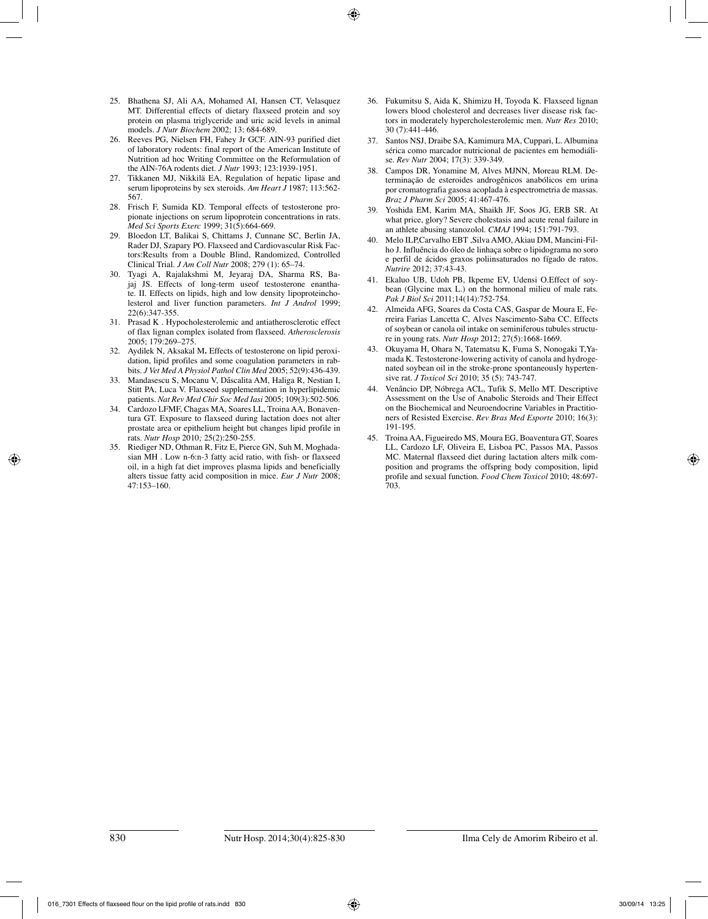25. Bhathena SJ, Ali AA, Mohamed AI, Hansen CT, Velasquez MT. Differential effects of dietary flaxseed protein and soy protein on plasma triglyceride and uric acid levels in animal models. *J Nutr Biochem* 2002; 13: 684-689.
26. Reeves PG, Nielsen FH, Fahey Jr GCF. AIN-93 purified diet of laboratory rodents: final report of the American Institute of Nutrition ad hoc Writing Committee on the Reformulation of the AIN-76A rodents diet. *J Nutr* 1993; 123:1939-1951.
27. Tikkanen MJ, Nikkilä EA. Regulation of hepatic lipase and serum lipoproteins by sex steroids. *Am Heart J* 1987; 113:562-567.
28. Frisch F, Sumida KD. Temporal effects of testosterone propionate injections on serum lipoprotein concentrations in rats. *Med Sci Sports Exerc* 1999; 31(5):664-669.
29. Bloedon LT, Balikai S, Chittams J, Cunnane SC, Berlin JA, Rader DJ, Szapary PO. Flaxseed and Cardiovascular Risk Factors:Results from a Double Blind, Randomized, Controlled Clinical Trial. *J Am Coll Nutr* 2008; 279 (1): 65–74.
30. Tyagi A, Rajalakshmi M, Jeyaraj DA, Sharma RS, Bajaj JS. Effects of long-term useof testosterone enanthate. II. Effects on lipids, high and low density lipoproteincholesterol and liver function parameters. *Int J Androl* 1999; 22(6):347-355.
31. Prasad K . Hypocholesterolemic and antiatherosclerotic effect of flax lignan complex isolated from flaxseed. *Atherosclerosis* 2005; 179:269–275.
32. Aydilek N, Aksakal M**.** Effects of testosterone on lipid peroxidation, lipid profiles and some coagulation parameters in rabbits. *J Vet Med A Physiol Pathol Clin Med* 2005; 52(9):436-439.
33. Mandasescu S, Mocanu V, Dăscalita AM, Haliga R, Nestian I, Stitt PA, Luca V. Flaxseed supplementation in hyperlipidemic patients. *Nat Rev Med Chir Soc Med Iasi* 2005; 109(3):502-506.
34. Cardozo LFMF, Chagas MA, Soares LL, Troina AA, Bonaventura GT. Exposure to flaxseed during lactation does not alter prostate area or epithelium height but changes lipid profile in rats. *Nutr Hosp* 2010*;* 25(2):250-255.
35. Riediger ND, Othman R, Fitz E, Pierce GN, Suh M, Moghadasian MH . Low n-6:n-3 fatty acid ratio, with fish- or flaxseed oil, in a high fat diet improves plasma lipids and beneficially alters tissue fatty acid composition in mice. *Eur J Nutr* 2008; 47:153–160.
36. Fukumitsu S, Aida K, Shimizu H, Toyoda K. Flaxseed lignan lowers blood cholesterol and decreases liver disease risk factors in moderately hypercholesterolemic men. *Nutr Res* 2010; 30 (7):441-446.
37. Santos NSJ, Draibe SA, Kamimura MA, Cuppari, L. Albumina sérica como marcador nutricional de pacientes em hemodiálise. *Rev Nutr* 2004; 17(3): 339-349.
38. Campos DR, Yonamine M, Alves MJNN, Moreau RLM. Determinação de esteroides androgênicos anabólicos em urina por cromatografia gasosa acoplada à espectrometria de massas. *Braz J Pharm Sci* 2005; 41:467-476.
39. Yoshida EM, Karim MA, Shaikh JF, Soos JG, ERB SR. At what price, glory? Severe cholestasis and acute renal failure in an athlete abusing stanozolol. *CMAJ* 1994; 151:791-793.
40. Melo ILP,Carvalho EBT ,Silva AMO, Akiau DM, Mancini-Filho J. Influência do óleo de linhaça sobre o lipidograma no soro e perfil de ácidos graxos poliinsaturados no fígado de ratos. *Nutrire* 2012; 37:43-43.
41. Ekaluo UB, Udoh PB, Ikpeme EV, Udensi O.Effect of soybean (Glycine max L.) on the hormonal milieu of male rats. *Pak J Biol Sci* 2011;14(14):752-754.
42. Almeida AFG, Soares da Costa CAS, Gaspar de Moura E, Ferreira Farias Lancetta C, Alves Nascimento-Saba CC. Effects of soybean or canola oil intake on seminiferous tubules structure in young rats. *Nutr Hosp* 2012; 27(5):1668-1669.
43. Okuyama H, Ohara N, Tatematsu K, Fuma S, Nonogaki T,Yamada K. Testosterone-lowering activity of canola and hydrogenated soybean oil in the stroke-prone spontaneously hypertensive rat. *J Toxicol Sci* 2010; 35 (5): 743-747.
44. Venâncio DP, Nóbrega ACL, Tufik S, Mello MT. Descriptive Assessment on the Use of Anabolic Steroids and Their Effect on the Biochemical and Neuroendocrine Variables in Practitioners of Resisted Exercise. *Rev Bras Med Esporte* 2010; 16(3): 191-195.
45. Troina AA, Figueiredo MS, Moura EG, Boaventura GT, Soares LL, Cardozo LF, Oliveira E, Lisboa PC, Passos MA, Passos MC. Maternal flaxseed diet during lactation alters milk composition and programs the offspring body composition, lipid profile and sexual function. *Food Chem Toxicol* 2010; 48:697-703.